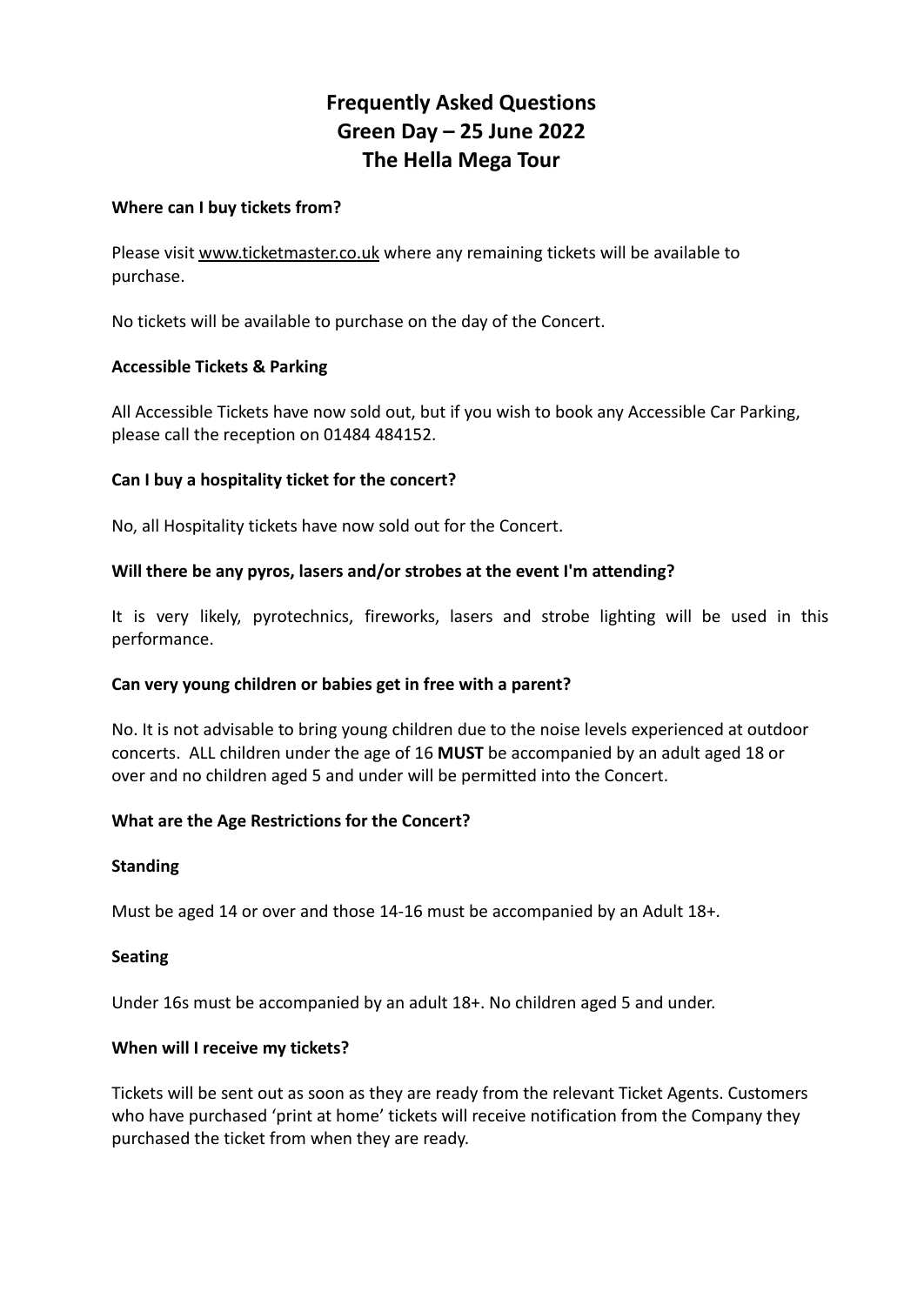# Frequently Asked Questions
# Green Day – 25 June 2022
# The Hella Mega Tour

**Where can I buy tickets from?**

Please visit www.ticketmaster.co.uk where any remaining tickets will be available to purchase.

No tickets will be available to purchase on the day of the Concert.

**Accessible Tickets & Parking**

All Accessible Tickets have now sold out, but if you wish to book any Accessible Car Parking, please call the reception on 01484 484152.

**Can I buy a hospitality ticket for the concert?**

No, all Hospitality tickets have now sold out for the Concert.

**Will there be any pyros, lasers and/or strobes at the event I'm attending?**

It is very likely, pyrotechnics, fireworks, lasers and strobe lighting will be used in this performance.

**Can very young children or babies get in free with a parent?**

No. It is not advisable to bring young children due to the noise levels experienced at outdoor concerts. ALL children under the age of 16 **MUST** be accompanied by an adult aged 18 or over and no children aged 5 and under will be permitted into the Concert.

**What are the Age Restrictions for the Concert?**

**Standing**

Must be aged 14 or over and those 14-16 must be accompanied by an Adult 18+.

**Seating**

Under 16s must be accompanied by an adult 18+. No children aged 5 and under.

**When will I receive my tickets?**

Tickets will be sent out as soon as they are ready from the relevant Ticket Agents. Customers who have purchased 'print at home' tickets will receive notification from the Company they purchased the ticket from when they are ready.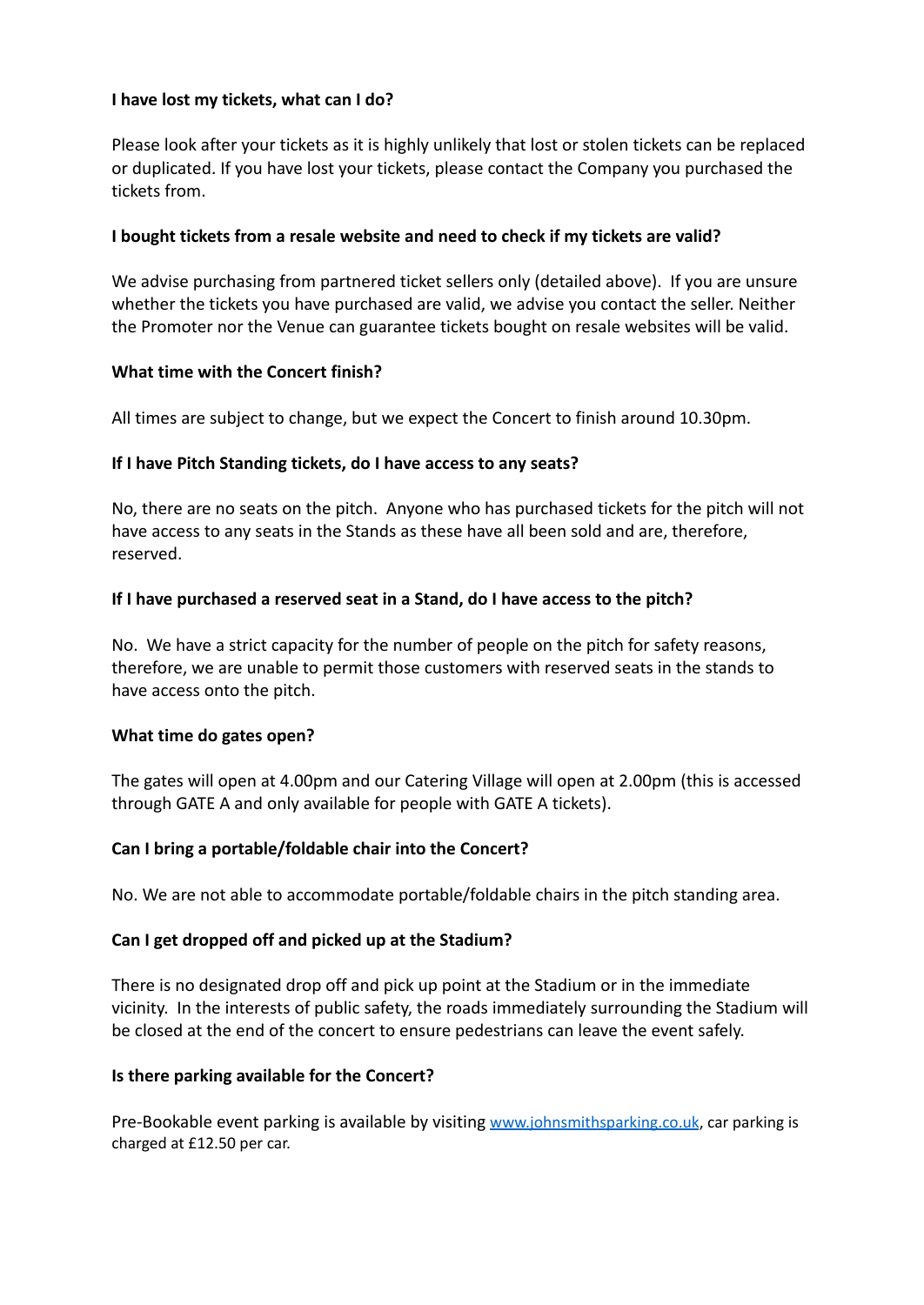**I have lost my tickets, what can I do?**

Please look after your tickets as it is highly unlikely that lost or stolen tickets can be replaced or duplicated. If you have lost your tickets, please contact the Company you purchased the tickets from.

**I bought tickets from a resale website and need to check if my tickets are valid?**

We advise purchasing from partnered ticket sellers only (detailed above). If you are unsure whether the tickets you have purchased are valid, we advise you contact the seller. Neither the Promoter nor the Venue can guarantee tickets bought on resale websites will be valid.

**What time with the Concert finish?**

All times are subject to change, but we expect the Concert to finish around 10.30pm.

**If I have Pitch Standing tickets, do I have access to any seats?**

No, there are no seats on the pitch. Anyone who has purchased tickets for the pitch will not have access to any seats in the Stands as these have all been sold and are, therefore, reserved.

**If I have purchased a reserved seat in a Stand, do I have access to the pitch?**

No. We have a strict capacity for the number of people on the pitch for safety reasons, therefore, we are unable to permit those customers with reserved seats in the stands to have access onto the pitch.

**What time do gates open?**

The gates will open at 4.00pm and our Catering Village will open at 2.00pm (this is accessed through GATE A and only available for people with GATE A tickets).

**Can I bring a portable/foldable chair into the Concert?**

No. We are not able to accommodate portable/foldable chairs in the pitch standing area.

**Can I get dropped off and picked up at the Stadium?**

There is no designated drop off and pick up point at the Stadium or in the immediate vicinity. In the interests of public safety, the roads immediately surrounding the Stadium will be closed at the end of the concert to ensure pedestrians can leave the event safely.

**Is there parking available for the Concert?**

Pre-Bookable event parking is available by visiting [www.johnsmithsparking.co.uk](http://www.johnsmithsparking.co.uk), car parking is charged at £12.50 per car.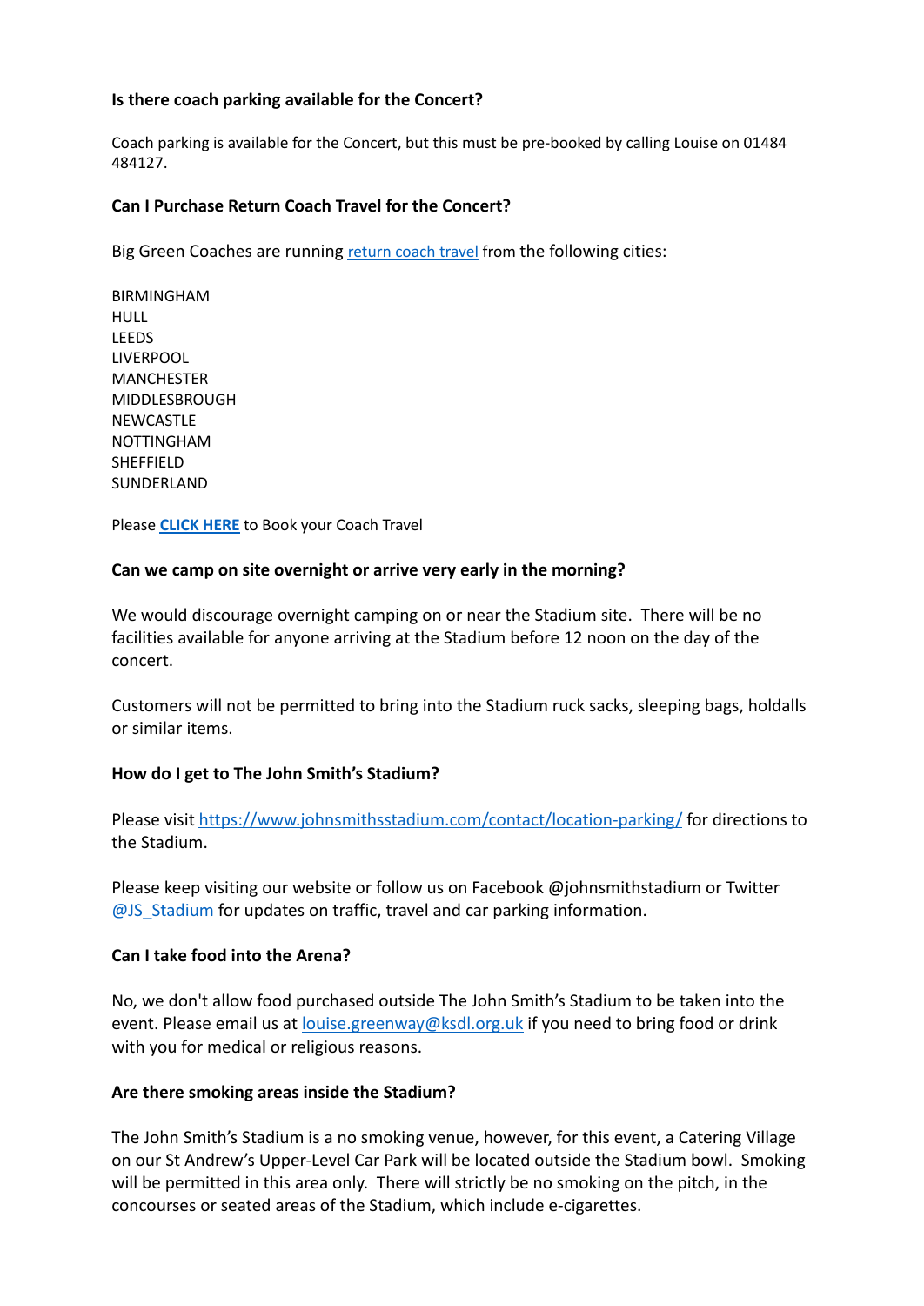**Is there coach parking available for the Concert?**

Coach parking is available for the Concert, but this must be pre-booked by calling Louise on 01484 484127.

**Can I Purchase Return Coach Travel for the Concert?**

Big Green Coaches are running return coach travel from the following cities:

BIRMINGHAM
HULL
LEEDS
LIVERPOOL
MANCHESTER
MIDDLESBROUGH
NEWCASTLE
NOTTINGHAM
SHEFFIELD
SUNDERLAND

Please **CLICK HERE** to Book your Coach Travel

**Can we camp on site overnight or arrive very early in the morning?**

We would discourage overnight camping on or near the Stadium site. There will be no facilities available for anyone arriving at the Stadium before 12 noon on the day of the concert.

Customers will not be permitted to bring into the Stadium ruck sacks, sleeping bags, holdalls or similar items.

**How do I get to The John Smith's Stadium?**

Please visit https://www.johnsmithsstadium.com/contact/location-parking/ for directions to the Stadium.

Please keep visiting our website or follow us on Facebook @johnsmithstadium or Twitter @JS_Stadium for updates on traffic, travel and car parking information.

**Can I take food into the Arena?**

No, we don't allow food purchased outside The John Smith's Stadium to be taken into the event. Please email us at louise.greenway@ksdl.org.uk if you need to bring food or drink with you for medical or religious reasons.

**Are there smoking areas inside the Stadium?**

The John Smith's Stadium is a no smoking venue, however, for this event, a Catering Village on our St Andrew's Upper-Level Car Park will be located outside the Stadium bowl. Smoking will be permitted in this area only. There will strictly be no smoking on the pitch, in the concourses or seated areas of the Stadium, which include e-cigarettes.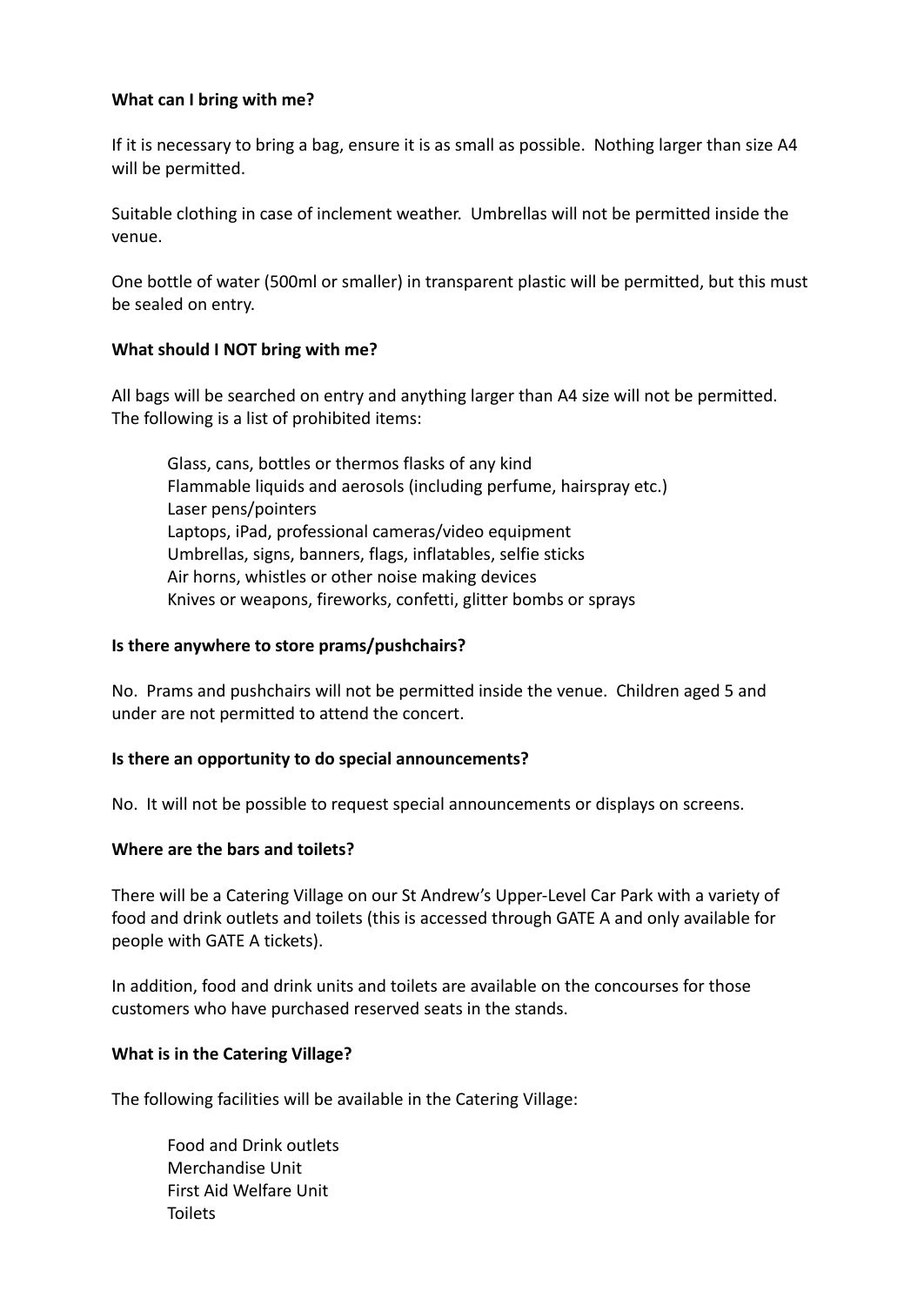**What can I bring with me?**

If it is necessary to bring a bag, ensure it is as small as possible. Nothing larger than size A4 will be permitted.

Suitable clothing in case of inclement weather. Umbrellas will not be permitted inside the venue.

One bottle of water (500ml or smaller) in transparent plastic will be permitted, but this must be sealed on entry.

**What should I NOT bring with me?**

All bags will be searched on entry and anything larger than A4 size will not be permitted. The following is a list of prohibited items:

- Glass, cans, bottles or thermos flasks of any kind
- Flammable liquids and aerosols (including perfume, hairspray etc.)
- Laser pens/pointers
- Laptops, iPad, professional cameras/video equipment
- Umbrellas, signs, banners, flags, inflatables, selfie sticks
- Air horns, whistles or other noise making devices
- Knives or weapons, fireworks, confetti, glitter bombs or sprays

**Is there anywhere to store prams/pushchairs?**

No. Prams and pushchairs will not be permitted inside the venue. Children aged 5 and under are not permitted to attend the concert.

**Is there an opportunity to do special announcements?**

No. It will not be possible to request special announcements or displays on screens.

**Where are the bars and toilets?**

There will be a Catering Village on our St Andrew's Upper-Level Car Park with a variety of food and drink outlets and toilets (this is accessed through GATE A and only available for people with GATE A tickets).

In addition, food and drink units and toilets are available on the concourses for those customers who have purchased reserved seats in the stands.

**What is in the Catering Village?**

The following facilities will be available in the Catering Village:

- Food and Drink outlets
- Merchandise Unit
- First Aid Welfare Unit
- Toilets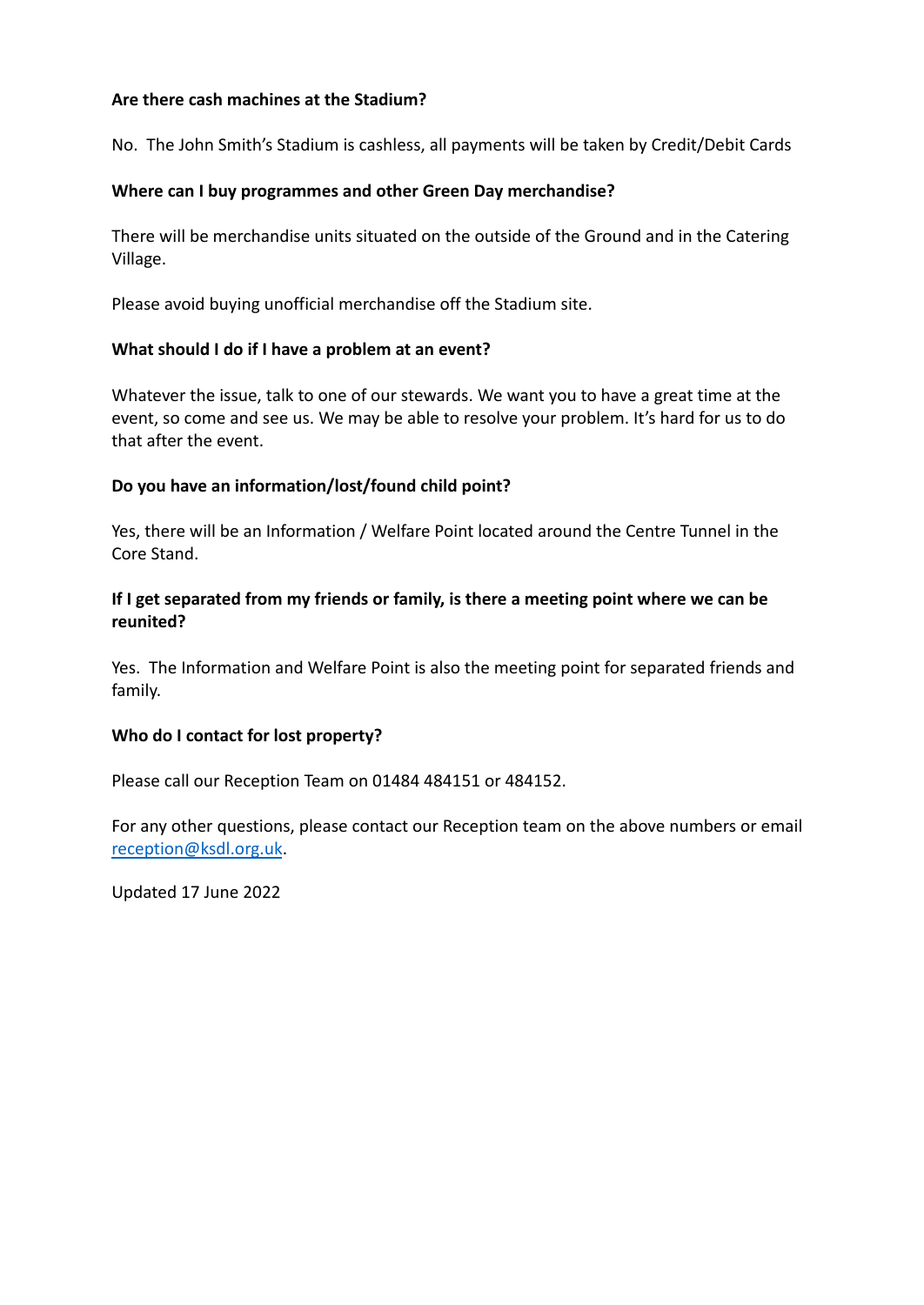**Are there cash machines at the Stadium?**

No. The John Smith's Stadium is cashless, all payments will be taken by Credit/Debit Cards

**Where can I buy programmes and other Green Day merchandise?**

There will be merchandise units situated on the outside of the Ground and in the Catering Village.

Please avoid buying unofficial merchandise off the Stadium site.

**What should I do if I have a problem at an event?**

Whatever the issue, talk to one of our stewards. We want you to have a great time at the event, so come and see us. We may be able to resolve your problem. It's hard for us to do that after the event.

**Do you have an information/lost/found child point?**

Yes, there will be an Information / Welfare Point located around the Centre Tunnel in the Core Stand.

**If I get separated from my friends or family, is there a meeting point where we can be reunited?**

Yes. The Information and Welfare Point is also the meeting point for separated friends and family.

**Who do I contact for lost property?**

Please call our Reception Team on 01484 484151 or 484152.

For any other questions, please contact our Reception team on the above numbers or email reception@ksdl.org.uk.

Updated 17 June 2022